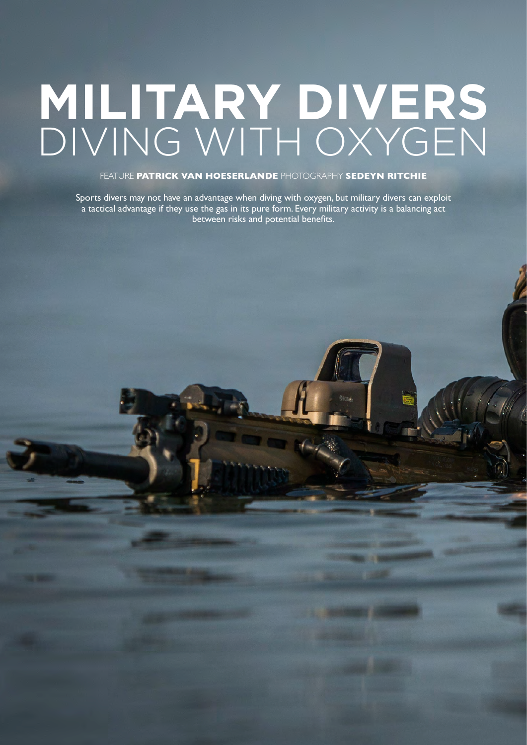# MILITARY DIVERS DIVING WITH OXYGEN

FEATURE **PATRICK VAN HOESERLANDE** PHOTOGRAPHY **SEDEYN RITCHIE**

Sports divers may not have an advantage when diving with oxygen, but military divers can exploit a tactical advantage if they use the gas in its pure form. Every military activity is a balancing act between risks and potential benefits.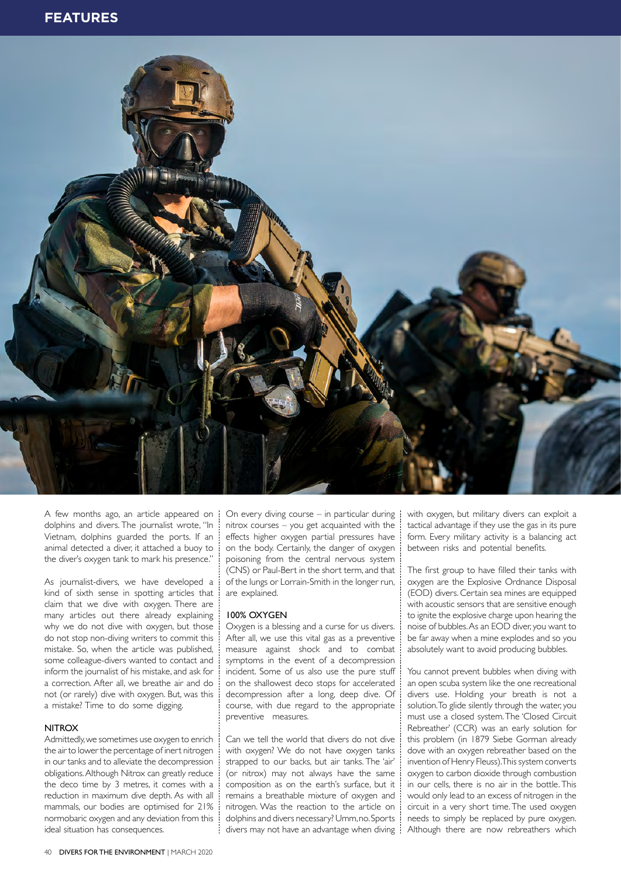A few months ago, an article appeared on dolphins and divers. The journalist wrote, "In Vietnam, dolphins guarded the ports. If an animal detected a diver, it attached a buoy to the diver's oxygen tank to mark his presence."

As journalist-divers, we have developed a kind of sixth sense in spotting articles that claim that we dive with oxygen. There are many articles out there already explaining why we do not dive with oxygen, but those do not stop non-diving writers to commit this mistake. So, when the article was published, some colleague-divers wanted to contact and inform the journalist of his mistake, and ask for a correction. After all, we breathe air and do not (or rarely) dive with oxygen. But, was this a mistake? Time to do some digging.

## NITROX

Admittedly, we sometimes use oxygen to enrich the air to lower the percentage of inert nitrogen in our tanks and to alleviate the decompression obligations. Although Nitrox can greatly reduce the deco time by 3 metres, it comes with a reduction in maximum dive depth. As with all mammals, our bodies are optimised for 21% normobaric oxygen and any deviation from this ideal situation has consequences.

On every diving course – in particular during nitrox courses – you get acquainted with the effects higher oxygen partial pressures have on the body. Certainly, the danger of oxygen poisoning from the central nervous system (CNS) or Paul-Bert in the short term, and that of the lungs or Lorrain-Smith in the longer run, are explained.

## 100% OXYGEN

Oxygen is a blessing and a curse for us divers. After all, we use this vital gas as a preventive measure against shock and to combat symptoms in the event of a decompression incident. Some of us also use the pure stuff on the shallowest deco stops for accelerated decompression after a long, deep dive. Of course, with due regard to the appropriate preventive measures.

Can we tell the world that divers do not dive with oxygen? We do not have oxygen tanks strapped to our backs, but air tanks. The 'air' (or nitrox) may not always have the same composition as on the earth's surface, but it remains a breathable mixture of oxygen and nitrogen. Was the reaction to the article on dolphins and divers necessary? Umm, no. Sports divers may not have an advantage when diving with oxygen, but military divers can exploit a tactical advantage if they use the gas in its pure form. Every military activity is a balancing act between risks and potential benefits.

The first group to have filled their tanks with oxygen are the Explosive Ordnance Disposal (EOD) divers. Certain sea mines are equipped with acoustic sensors that are sensitive enough to ignite the explosive charge upon hearing the noise of bubbles. As an EOD diver, you want to be far away when a mine explodes and so you absolutely want to avoid producing bubbles.

You cannot prevent bubbles when diving with an open scuba system like the one recreational divers use. Holding your breath is not a solution. To glide silently through the water, you must use a closed system. The 'Closed Circuit Rebreather' (CCR) was an early solution for this problem (in 1879 Siebe Gorman already dove with an oxygen rebreather based on the invention of Henry Fleuss). This system converts oxygen to carbon dioxide through combustion in our cells, there is no air in the bottle. This would only lead to an excess of nitrogen in the circuit in a very short time. The used oxygen needs to simply be replaced by pure oxygen. Although there are now rebreathers which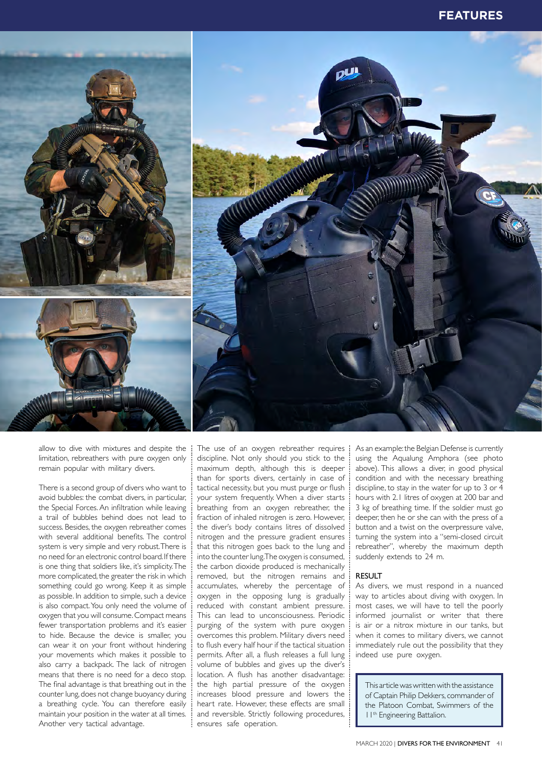allow to dive with mixtures and despite the limitation, rebreathers with pure oxygen only remain popular with military divers.

There is a second group of divers who want to avoid bubbles: the combat divers, in particular, the Special Forces. An infiltration while leaving a trail of bubbles behind does not lead to success. Besides, the oxygen rebreather comes with several additional benefits. The control system is very simple and very robust. There is no need for an electronic control board. If there is one thing that soldiers like, it's simplicity. The more complicated, the greater the risk in which something could go wrong. Keep it as simple as possible. In addition to simple, such a device is also compact. You only need the volume of oxygen that you will consume. Compact means fewer transportation problems and it's easier to hide. Because the device is smaller, you can wear it on your front without hindering your movements which makes it possible to also carry a backpack. The lack of nitrogen means that there is no need for a deco stop. The final advantage is that breathing out in the counter lung, does not change buoyancy during a breathing cycle. You can therefore easily maintain your position in the water at all times. Another very tactical advantage.

The use of an oxygen rebreather requires discipline. Not only should you stick to the maximum depth, although this is deeper than for sports divers, certainly in case of tactical necessity, but you must purge or flush your system frequently. When a diver starts breathing from an oxygen rebreather, the fraction of inhaled nitrogen is zero. However, the diver's body contains litres of dissolved nitrogen and the pressure gradient ensures that this nitrogen goes back to the lung and into the counter lung. The oxygen is consumed, the carbon dioxide produced is mechanically removed, but the nitrogen remains and accumulates, whereby the percentage of oxygen in the opposing lung is gradually reduced with constant ambient pressure. This can lead to unconsciousness. Periodic purging of the system with pure oxygen overcomes this problem. Military divers need to flush every half hour if the tactical situation permits. After all, a flush releases a full lung volume of bubbles and gives up the diver's location. A flush has another disadvantage: the high partial pressure of the oxygen increases blood pressure and lowers the heart rate. However, these effects are small and reversible. Strictly following procedures, ensures safe operation.

As an example: the Belgian Defense is currently using the Aqualung Amphora (see photo above). This allows a diver, in good physical condition and with the necessary breathing discipline, to stay in the water for up to 3 or 4 hours with 2.1 litres of oxygen at 200 bar and 3 kg of breathing time. If the soldier must go deeper, then he or she can with the press of a button and a twist on the overpressure valve, turning the system into a "semi-closed circuit rebreather", whereby the maximum depth suddenly extends to 24 m.

## RESULT

As divers, we must respond in a nuanced way to articles about diving with oxygen. In most cases, we will have to tell the poorly informed journalist or writer that there is air or a nitrox mixture in our tanks, but when it comes to military divers, we cannot immediately rule out the possibility that they indeed use pure oxygen.

> This article was written with the assistance of Captain Philip Dekkers, commander of the Platoon Combat, Swimmers of the 11th Engineering Battalion.